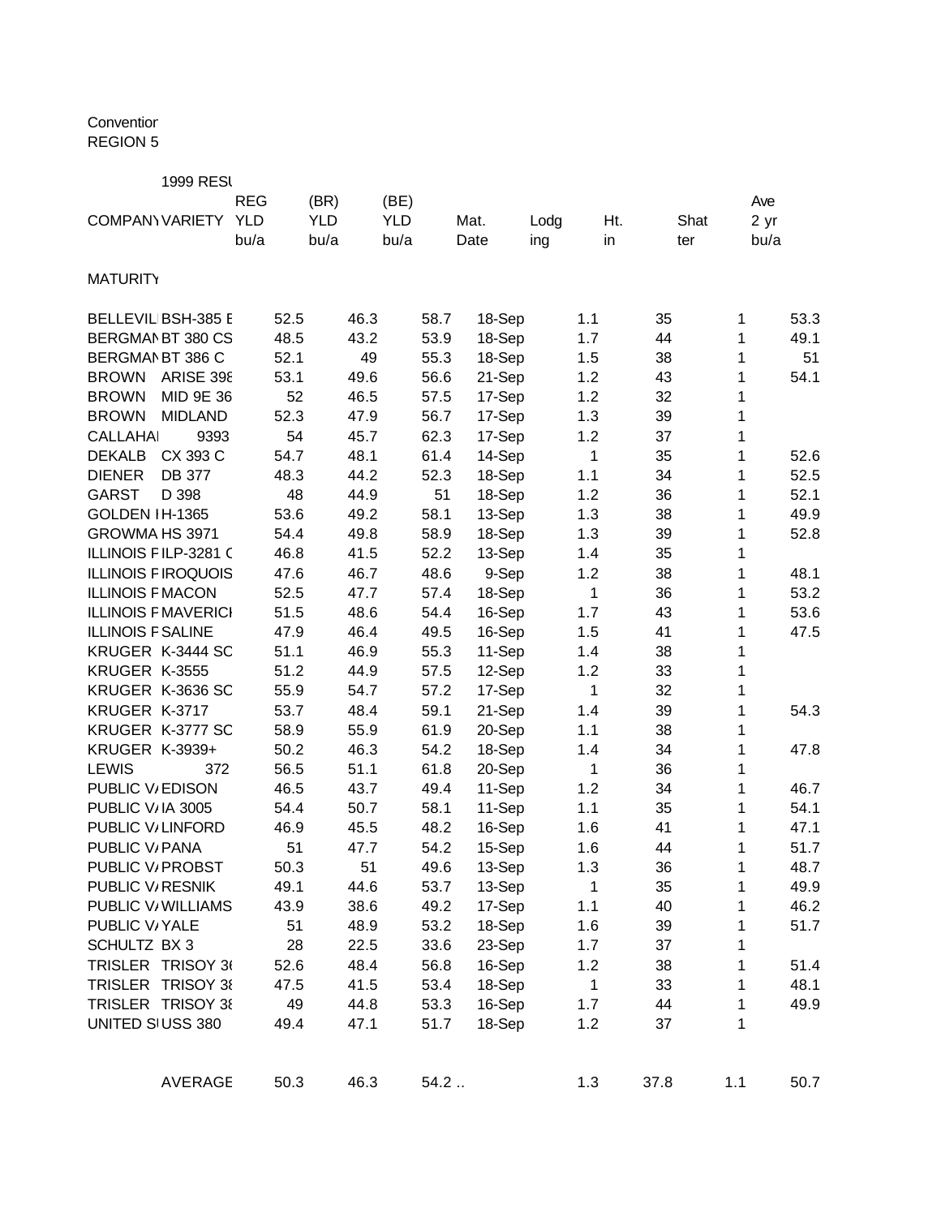Convention
REGION 5

1999 RESU

| COMPANY | VARIETY | REG YLD bu/a | (BR) YLD bu/a | (BE) YLD bu/a | Mat. Date | Lodging | Ht. in | Shatter | Ave 2 yr bu/a |
|---|---|---|---|---|---|---|---|---|---|
| MATURITY | | | | | | | | | |
| BELLEVIL | BSH-385 E | 52.5 | 46.3 | 58.7 | 18-Sep | 1.1 | 35 | 1 | 53.3 |
| BERGMAN | BT 380 CS | 48.5 | 43.2 | 53.9 | 18-Sep | 1.7 | 44 | 1 | 49.1 |
| BERGMAN | BT 386 C | 52.1 | 49 | 55.3 | 18-Sep | 1.5 | 38 | 1 | 51 |
| BROWN | ARISE 398 | 53.1 | 49.6 | 56.6 | 21-Sep | 1.2 | 43 | 1 | 54.1 |
| BROWN | MID 9E 36 | 52 | 46.5 | 57.5 | 17-Sep | 1.2 | 32 | 1 | |
| BROWN | MIDLAND | 52.3 | 47.9 | 56.7 | 17-Sep | 1.3 | 39 | 1 | |
| CALLAHA | 9393 | 54 | 45.7 | 62.3 | 17-Sep | 1.2 | 37 | 1 | |
| DEKALB | CX 393 C | 54.7 | 48.1 | 61.4 | 14-Sep | 1 | 35 | 1 | 52.6 |
| DIENER | DB 377 | 48.3 | 44.2 | 52.3 | 18-Sep | 1.1 | 34 | 1 | 52.5 |
| GARST | D 398 | 48 | 44.9 | 51 | 18-Sep | 1.2 | 36 | 1 | 52.1 |
| GOLDEN | H-1365 | 53.6 | 49.2 | 58.1 | 13-Sep | 1.3 | 38 | 1 | 49.9 |
| GROWMA | HS 3971 | 54.4 | 49.8 | 58.9 | 18-Sep | 1.3 | 39 | 1 | 52.8 |
| ILLINOIS F | ILP-3281 C | 46.8 | 41.5 | 52.2 | 13-Sep | 1.4 | 35 | 1 | |
| ILLINOIS F | IROQUOIS | 47.6 | 46.7 | 48.6 | 9-Sep | 1.2 | 38 | 1 | 48.1 |
| ILLINOIS F | MACON | 52.5 | 47.7 | 57.4 | 18-Sep | 1 | 36 | 1 | 53.2 |
| ILLINOIS F | MAVERICI | 51.5 | 48.6 | 54.4 | 16-Sep | 1.7 | 43 | 1 | 53.6 |
| ILLINOIS F | SALINE | 47.9 | 46.4 | 49.5 | 16-Sep | 1.5 | 41 | 1 | 47.5 |
| KRUGER | K-3444 SC | 51.1 | 46.9 | 55.3 | 11-Sep | 1.4 | 38 | 1 | |
| KRUGER | K-3555 | 51.2 | 44.9 | 57.5 | 12-Sep | 1.2 | 33 | 1 | |
| KRUGER | K-3636 SC | 55.9 | 54.7 | 57.2 | 17-Sep | 1 | 32 | 1 | |
| KRUGER | K-3717 | 53.7 | 48.4 | 59.1 | 21-Sep | 1.4 | 39 | 1 | 54.3 |
| KRUGER | K-3777 SC | 58.9 | 55.9 | 61.9 | 20-Sep | 1.1 | 38 | 1 | |
| KRUGER | K-3939+ | 50.2 | 46.3 | 54.2 | 18-Sep | 1.4 | 34 | 1 | 47.8 |
| LEWIS | 372 | 56.5 | 51.1 | 61.8 | 20-Sep | 1 | 36 | 1 | |
| PUBLIC V/ | EDISON | 46.5 | 43.7 | 49.4 | 11-Sep | 1.2 | 34 | 1 | 46.7 |
| PUBLIC V/ | IA 3005 | 54.4 | 50.7 | 58.1 | 11-Sep | 1.1 | 35 | 1 | 54.1 |
| PUBLIC V/ | LINFORD | 46.9 | 45.5 | 48.2 | 16-Sep | 1.6 | 41 | 1 | 47.1 |
| PUBLIC V/ | PANA | 51 | 47.7 | 54.2 | 15-Sep | 1.6 | 44 | 1 | 51.7 |
| PUBLIC V/ | PROBST | 50.3 | 51 | 49.6 | 13-Sep | 1.3 | 36 | 1 | 48.7 |
| PUBLIC V/ | RESNIK | 49.1 | 44.6 | 53.7 | 13-Sep | 1 | 35 | 1 | 49.9 |
| PUBLIC V/ | WILLIAMS | 43.9 | 38.6 | 49.2 | 17-Sep | 1.1 | 40 | 1 | 46.2 |
| PUBLIC V/ | YALE | 51 | 48.9 | 53.2 | 18-Sep | 1.6 | 39 | 1 | 51.7 |
| SCHULTZ | BX 3 | 28 | 22.5 | 33.6 | 23-Sep | 1.7 | 37 | 1 | |
| TRISLER | TRISOY 3( | 52.6 | 48.4 | 56.8 | 16-Sep | 1.2 | 38 | 1 | 51.4 |
| TRISLER | TRISOY 3ξ | 47.5 | 41.5 | 53.4 | 18-Sep | 1 | 33 | 1 | 48.1 |
| TRISLER | TRISOY 3ξ | 49 | 44.8 | 53.3 | 16-Sep | 1.7 | 44 | 1 | 49.9 |
| UNITED S | USS 380 | 49.4 | 47.1 | 51.7 | 18-Sep | 1.2 | 37 | 1 | |
| | AVERAGE | 50.3 | 46.3 | 54.2 .. | | 1.3 | 37.8 | 1.1 | 50.7 |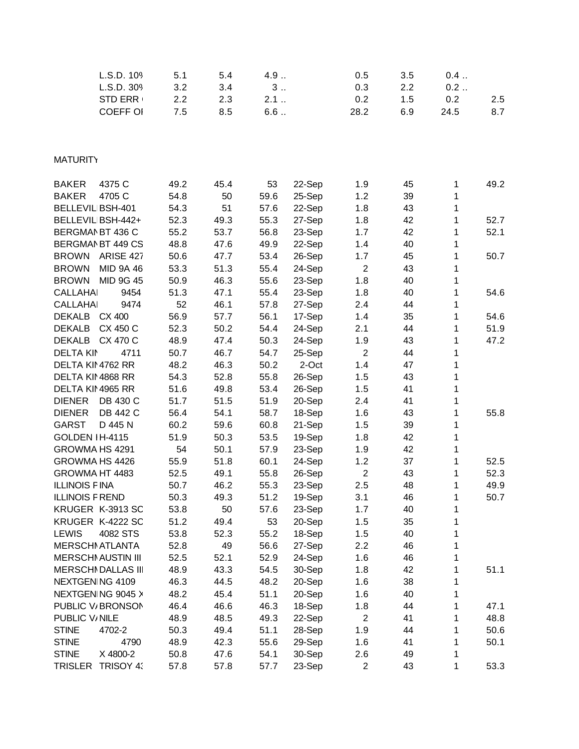| | | | | | | | | | |
|---|---|---|---|---|---|---|---|---|---|
| | L.S.D. 10% | 5.1 | 5.4 | 4.9 .. | | 0.5 | 3.5 | 0.4 .. | |
| | L.S.D. 30% | 3.2 | 3.4 | 3 .. | | 0.3 | 2.2 | 0.2 .. | |
| | STD ERR | 2.2 | 2.3 | 2.1 .. | | 0.2 | 1.5 | 0.2 | 2.5 |
| | COEFF OF | 7.5 | 8.5 | 6.6 .. | | 28.2 | 6.9 | 24.5 | 8.7 |

MATURITY

| | | | | | | | | | |
|---|---|---|---|---|---|---|---|---|---|
| BAKER | 4375 C | 49.2 | 45.4 | 53 | 22-Sep | 1.9 | 45 | 1 | 49.2 |
| BAKER | 4705 C | 54.8 | 50 | 59.6 | 25-Sep | 1.2 | 39 | 1 | |
| BELLEVIL | BSH-401 | 54.3 | 51 | 57.6 | 22-Sep | 1.8 | 43 | 1 | |
| BELLEVIL | BSH-442+ | 52.3 | 49.3 | 55.3 | 27-Sep | 1.8 | 42 | 1 | 52.7 |
| BERGMAN | BT 436 C | 55.2 | 53.7 | 56.8 | 23-Sep | 1.7 | 42 | 1 | 52.1 |
| BERGMAN | BT 449 CS | 48.8 | 47.6 | 49.9 | 22-Sep | 1.4 | 40 | 1 | |
| BROWN | ARISE 427 | 50.6 | 47.7 | 53.4 | 26-Sep | 1.7 | 45 | 1 | 50.7 |
| BROWN | MID 9A 46 | 53.3 | 51.3 | 55.4 | 24-Sep | 2 | 43 | 1 | |
| BROWN | MID 9G 45 | 50.9 | 46.3 | 55.6 | 23-Sep | 1.8 | 40 | 1 | |
| CALLAHAN | 9454 | 51.3 | 47.1 | 55.4 | 23-Sep | 1.8 | 40 | 1 | 54.6 |
| CALLAHAN | 9474 | 52 | 46.1 | 57.8 | 27-Sep | 2.4 | 44 | 1 | |
| DEKALB | CX 400 | 56.9 | 57.7 | 56.1 | 17-Sep | 1.4 | 35 | 1 | 54.6 |
| DEKALB | CX 450 C | 52.3 | 50.2 | 54.4 | 24-Sep | 2.1 | 44 | 1 | 51.9 |
| DEKALB | CX 470 C | 48.9 | 47.4 | 50.3 | 24-Sep | 1.9 | 43 | 1 | 47.2 |
| DELTA KIN | 4711 | 50.7 | 46.7 | 54.7 | 25-Sep | 2 | 44 | 1 | |
| DELTA KIN | 4762 RR | 48.2 | 46.3 | 50.2 | 2-Oct | 1.4 | 47 | 1 | |
| DELTA KIN | 4868 RR | 54.3 | 52.8 | 55.8 | 26-Sep | 1.5 | 43 | 1 | |
| DELTA KIN | 4965 RR | 51.6 | 49.8 | 53.4 | 26-Sep | 1.5 | 41 | 1 | |
| DIENER | DB 430 C | 51.7 | 51.5 | 51.9 | 20-Sep | 2.4 | 41 | 1 | |
| DIENER | DB 442 C | 56.4 | 54.1 | 58.7 | 18-Sep | 1.6 | 43 | 1 | 55.8 |
| GARST | D 445 N | 60.2 | 59.6 | 60.8 | 21-Sep | 1.5 | 39 | 1 | |
| GOLDEN H | H-4115 | 51.9 | 50.3 | 53.5 | 19-Sep | 1.8 | 42 | 1 | |
| GROWMA | HS 4291 | 54 | 50.1 | 57.9 | 23-Sep | 1.9 | 42 | 1 | |
| GROWMA | HS 4426 | 55.9 | 51.8 | 60.1 | 24-Sep | 1.2 | 37 | 1 | 52.5 |
| GROWMA | HT 4483 | 52.5 | 49.1 | 55.8 | 26-Sep | 2 | 43 | 1 | 52.3 |
| ILLINOIS F | INA | 50.7 | 46.2 | 55.3 | 23-Sep | 2.5 | 48 | 1 | 49.9 |
| ILLINOIS F | REND | 50.3 | 49.3 | 51.2 | 19-Sep | 3.1 | 46 | 1 | 50.7 |
| KRUGER | K-3913 SC | 53.8 | 50 | 57.6 | 23-Sep | 1.7 | 40 | 1 | |
| KRUGER | K-4222 SC | 51.2 | 49.4 | 53 | 20-Sep | 1.5 | 35 | 1 | |
| LEWIS | 4082 STS | 53.8 | 52.3 | 55.2 | 18-Sep | 1.5 | 40 | 1 | |
| MERSCHM | ATLANTA | 52.8 | 49 | 56.6 | 27-Sep | 2.2 | 46 | 1 | |
| MERSCHM | AUSTIN III | 52.5 | 52.1 | 52.9 | 24-Sep | 1.6 | 46 | 1 | |
| MERSCHM | DALLAS III | 48.9 | 43.3 | 54.5 | 30-Sep | 1.8 | 42 | 1 | 51.1 |
| NEXTGEN | NG 4109 | 46.3 | 44.5 | 48.2 | 20-Sep | 1.6 | 38 | 1 | |
| NEXTGEN | NG 9045 X | 48.2 | 45.4 | 51.1 | 20-Sep | 1.6 | 40 | 1 | |
| PUBLIC VA | BRONSON | 46.4 | 46.6 | 46.3 | 18-Sep | 1.8 | 44 | 1 | 47.1 |
| PUBLIC VA | NILE | 48.9 | 48.5 | 49.3 | 22-Sep | 2 | 41 | 1 | 48.8 |
| STINE | 4702-2 | 50.3 | 49.4 | 51.1 | 28-Sep | 1.9 | 44 | 1 | 50.6 |
| STINE | 4790 | 48.9 | 42.3 | 55.6 | 29-Sep | 1.6 | 41 | 1 | 50.1 |
| STINE | X 4800-2 | 50.8 | 47.6 | 54.1 | 30-Sep | 2.6 | 49 | 1 | |
| TRISLER | TRISOY 43 | 57.8 | 57.8 | 57.7 | 23-Sep | 2 | 43 | 1 | 53.3 |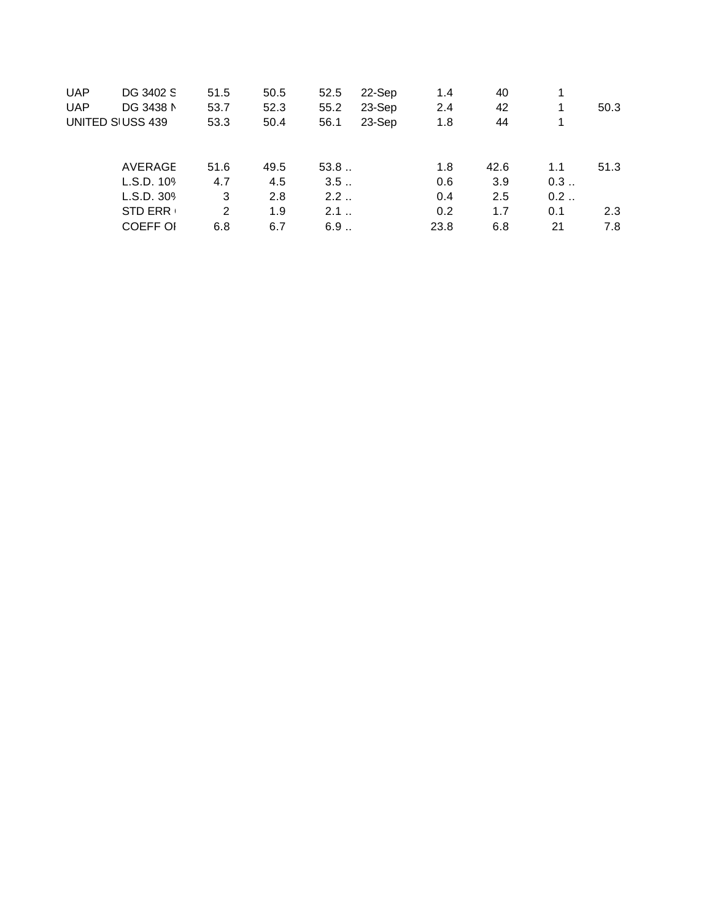| | | | | | | | | | |
|---|---|---|---|---|---|---|---|---|---|
| UAP | DG 3402 S | 51.5 | 50.5 | 52.5 | 22-Sep | 1.4 | 40 | 1 | |
| UAP | DG 3438 N | 53.7 | 52.3 | 55.2 | 23-Sep | 2.4 | 42 | 1 | 50.3 |
| UNITED SI | USS 439 | 53.3 | 50.4 | 56.1 | 23-Sep | 1.8 | 44 | 1 | |
| | | | | | | | | | |
| | AVERAGE | 51.6 | 49.5 | 53.8 .. | | 1.8 | 42.6 | 1.1 | 51.3 |
| | L.S.D. 10% | 4.7 | 4.5 | 3.5 .. | | 0.6 | 3.9 | 0.3 .. | |
| | L.S.D. 30% | 3 | 2.8 | 2.2 .. | | 0.4 | 2.5 | 0.2 .. | |
| | STD ERR ( | 2 | 1.9 | 2.1 .. | | 0.2 | 1.7 | 0.1 | 2.3 |
| | COEFF OI | 6.8 | 6.7 | 6.9 .. | | 23.8 | 6.8 | 21 | 7.8 |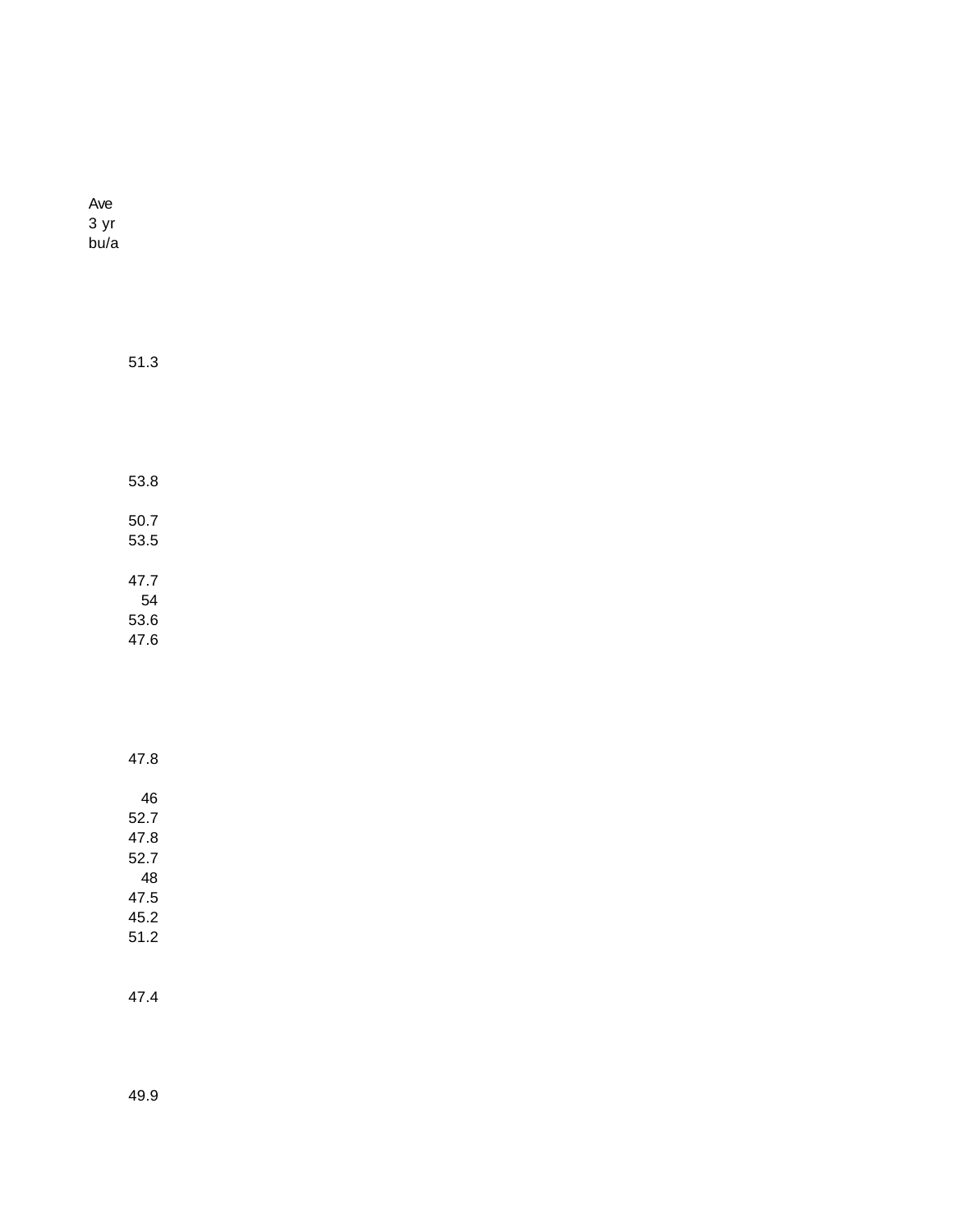| Ave 3 yr bu/a |
|---|
| |
| 51.3 |
| |
| 53.8 |
| |
| 50.7 |
| 53.5 |
| |
| 47.7 |
| 54 |
| 53.6 |
| 47.6 |
| |
| 47.8 |
| |
| 46 |
| 52.7 |
| 47.8 |
| 52.7 |
| 48 |
| 47.5 |
| 45.2 |
| 51.2 |
| |
| 47.4 |
| |
| 49.9 |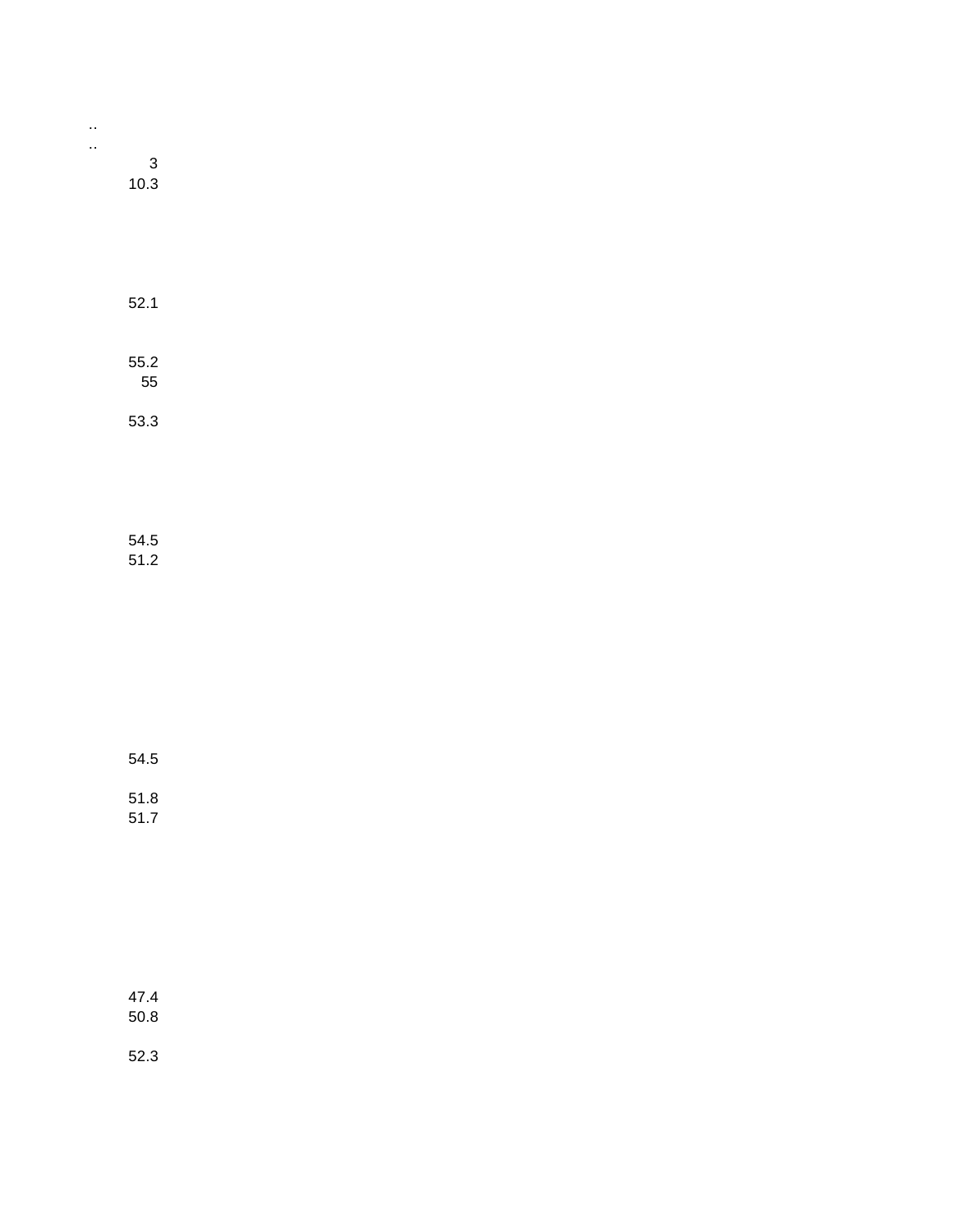..
..
3
10.3

52.1

55.2
55

53.3

54.5
51.2

54.5

51.8
51.7

47.4
50.8

52.3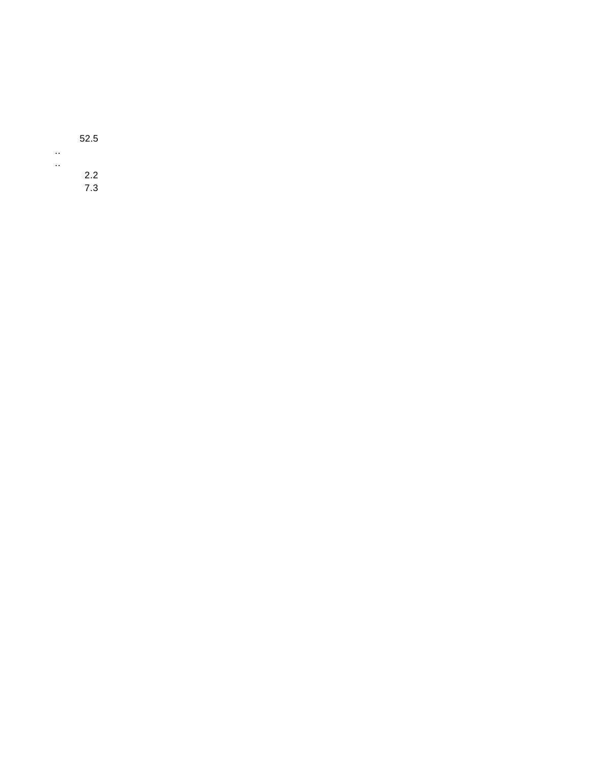52.5
..
..
2.2
7.3